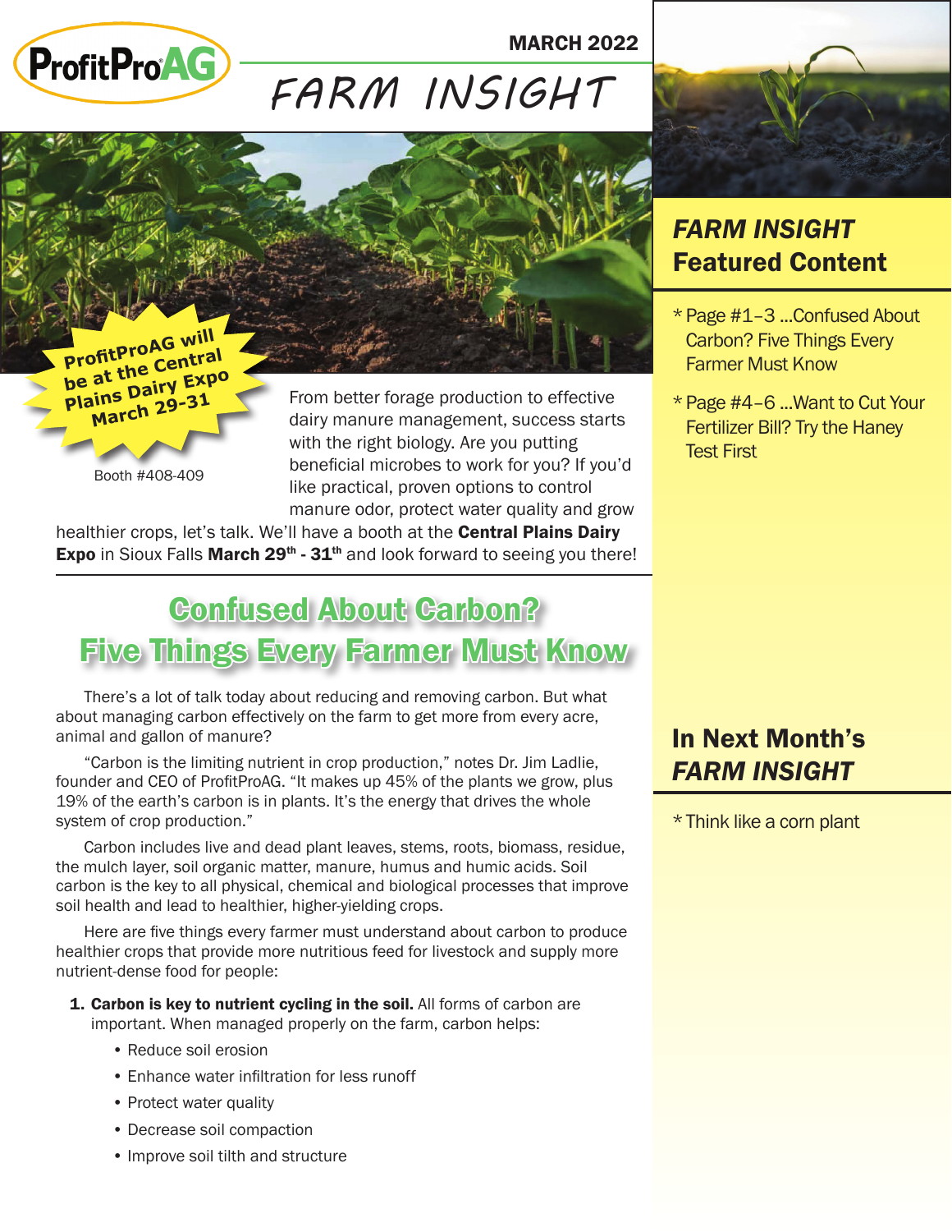ProfitProAG

MARCH 2022

# FARM INSIGHT

**ProfitProAG will be at the Central Plains Dairy Expo March 29-31**

Booth #408-409

From better forage production to effective dairy manure management, success starts with the right biology. Are you putting beneficial microbes to work for you? If you'd like practical, proven options to control manure odor, protect water quality and grow healthier crops, let's talk. We'll have a booth at the **Central Plains Dairy Expo** in Sioux Falls **March 29th - 31st** and look forward to seeing you there!

## Confused About Carbon? Five Things Every Farmer Must Know

There's a lot of talk today about reducing and removing carbon. But what about managing carbon effectively on the farm to get more from every acre, animal and gallon of manure?

"Carbon is the limiting nutrient in crop production," notes Dr. Jim Ladlie, founder and CEO of ProfitProAG. "It makes up 45% of the plants we grow, plus 19% of the earth's carbon is in plants. It's the energy that drives the whole system of crop production."

Carbon includes live and dead plant leaves, stems, roots, biomass, residue, the mulch layer, soil organic matter, manure, humus and humic acids. Soil carbon is the key to all physical, chemical and biological processes that improve soil health and lead to healthier, higher-yielding crops.

Here are five things every farmer must understand about carbon to produce healthier crops that provide more nutritious feed for livestock and supply more nutrient-dense food for people:

1. **Carbon is key to nutrient cycling in the soil.** All forms of carbon are important. When managed properly on the farm, carbon helps:
   - Reduce soil erosion
   - Enhance water infiltration for less runoff
   - Protect water quality
   - Decrease soil compaction
   - Improve soil tilth and structure

### *FARM INSIGHT* Featured Content

* Page #1–3 ...Confused About Carbon? Five Things Every Farmer Must Know
* Page #4–6 ...Want to Cut Your Fertilizer Bill? Try the Haney Test First

### In Next Month's *FARM INSIGHT*

* Think like a corn plant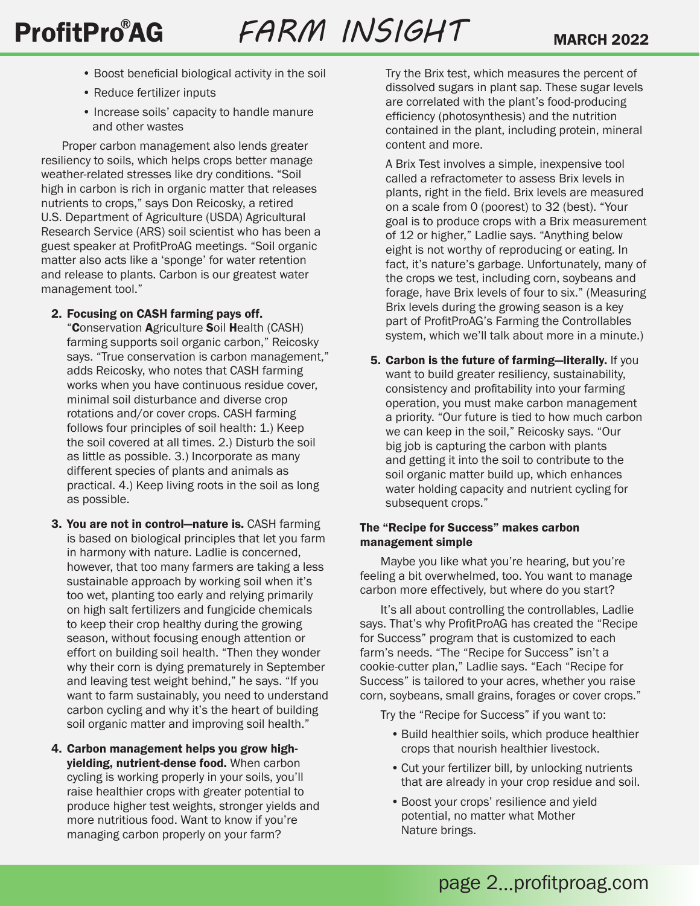- Boost beneficial biological activity in the soil
- Reduce fertilizer inputs
- Increase soils' capacity to handle manure and other wastes

Proper carbon management also lends greater resiliency to soils, which helps crops better manage weather-related stresses like dry conditions. "Soil high in carbon is rich in organic matter that releases nutrients to crops," says Don Reicosky, a retired U.S. Department of Agriculture (USDA) Agricultural Research Service (ARS) soil scientist who has been a guest speaker at ProfitProAG meetings. "Soil organic matter also acts like a 'sponge' for water retention and release to plants. Carbon is our greatest water management tool."

2. **Focusing on CASH farming pays off.** "**C**onservation **A**griculture **S**oil **H**ealth (CASH) farming supports soil organic carbon," Reicosky says. "True conservation is carbon management," adds Reicosky, who notes that CASH farming works when you have continuous residue cover, minimal soil disturbance and diverse crop rotations and/or cover crops. CASH farming follows four principles of soil health: 1.) Keep the soil covered at all times. 2.) Disturb the soil as little as possible. 3.) Incorporate as many different species of plants and animals as practical. 4.) Keep living roots in the soil as long as possible.

3. **You are not in control—nature is.** CASH farming is based on biological principles that let you farm in harmony with nature. Ladlie is concerned, however, that too many farmers are taking a less sustainable approach by working soil when it's too wet, planting too early and relying primarily on high salt fertilizers and fungicide chemicals to keep their crop healthy during the growing season, without focusing enough attention or effort on building soil health. "Then they wonder why their corn is dying prematurely in September and leaving test weight behind," he says. "If you want to farm sustainably, you need to understand carbon cycling and why it's the heart of building soil organic matter and improving soil health."

4. **Carbon management helps you grow high-yielding, nutrient-dense food.** When carbon cycling is working properly in your soils, you'll raise healthier crops with greater potential to produce higher test weights, stronger yields and more nutritious food. Want to know if you're managing carbon properly on your farm?

   Try the Brix test, which measures the percent of dissolved sugars in plant sap. These sugar levels are correlated with the plant's food-producing efficiency (photosynthesis) and the nutrition contained in the plant, including protein, mineral content and more.

   A Brix Test involves a simple, inexpensive tool called a refractometer to assess Brix levels in plants, right in the field. Brix levels are measured on a scale from 0 (poorest) to 32 (best). "Your goal is to produce crops with a Brix measurement of 12 or higher," Ladlie says. "Anything below eight is not worthy of reproducing or eating. In fact, it's nature's garbage. Unfortunately, many of the crops we test, including corn, soybeans and forage, have Brix levels of four to six." (Measuring Brix levels during the growing season is a key part of ProfitProAG's Farming the Controllables system, which we'll talk about more in a minute.)

5. **Carbon is the future of farming—literally.** If you want to build greater resiliency, sustainability, consistency and profitability into your farming operation, you must make carbon management a priority. "Our future is tied to how much carbon we can keep in the soil," Reicosky says. "Our big job is capturing the carbon with plants and getting it into the soil to contribute to the soil organic matter build up, which enhances water holding capacity and nutrient cycling for subsequent crops."

### The "Recipe for Success" makes carbon management simple

Maybe you like what you're hearing, but you're feeling a bit overwhelmed, too. You want to manage carbon more effectively, but where do you start?

It's all about controlling the controllables, Ladlie says. That's why ProfitProAG has created the "Recipe for Success" program that is customized to each farm's needs. "The "Recipe for Success" isn't a cookie-cutter plan," Ladlie says. "Each "Recipe for Success" is tailored to your acres, whether you raise corn, soybeans, small grains, forages or cover crops."

Try the "Recipe for Success" if you want to:

- Build healthier soils, which produce healthier crops that nourish healthier livestock.
- Cut your fertilizer bill, by unlocking nutrients that are already in your crop residue and soil.
- Boost your crops' resilience and yield potential, no matter what Mother Nature brings.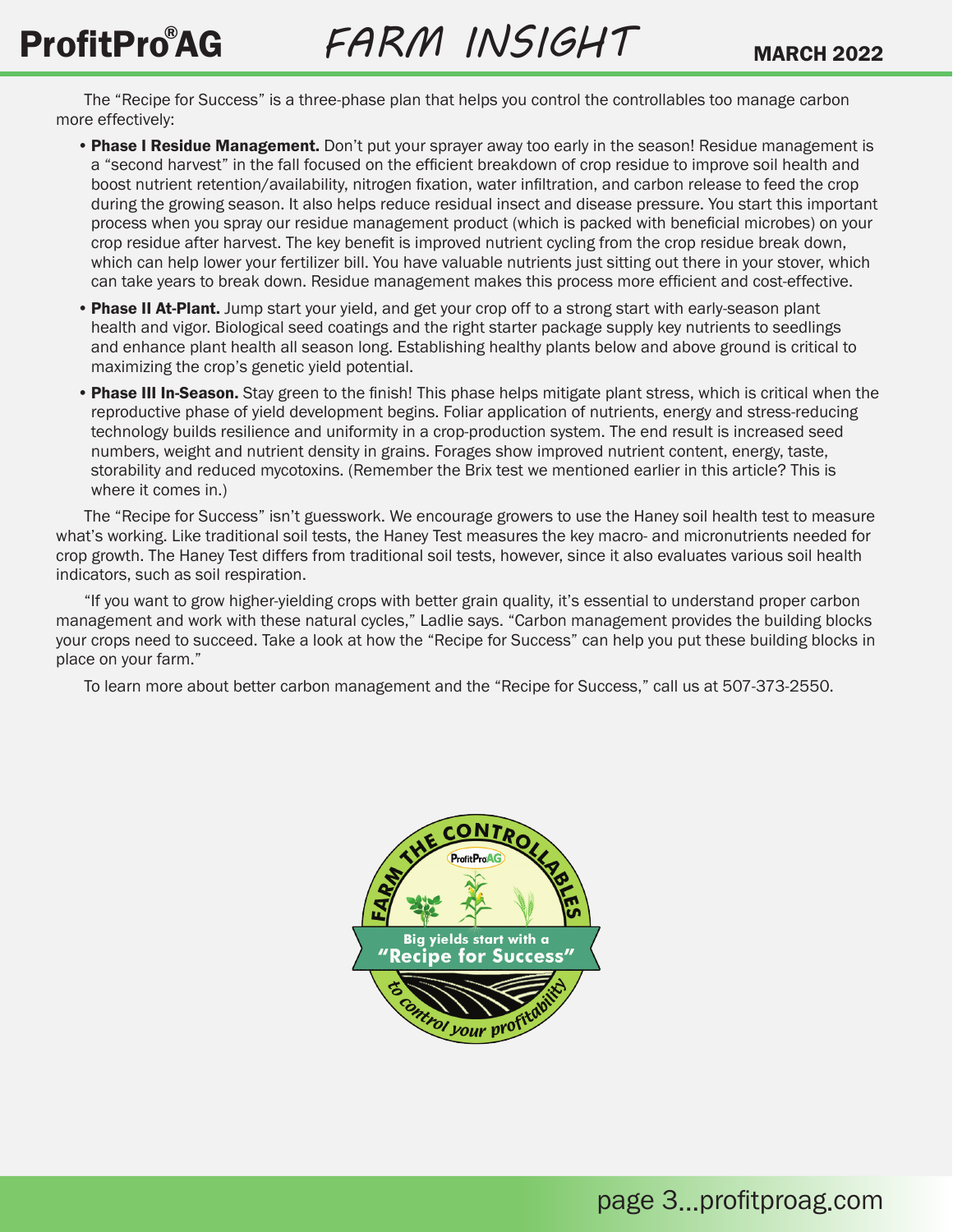The "Recipe for Success" is a three-phase plan that helps you control the controllables too manage carbon more effectively:

- **Phase I Residue Management.** Don't put your sprayer away too early in the season! Residue management is a "second harvest" in the fall focused on the efficient breakdown of crop residue to improve soil health and boost nutrient retention/availability, nitrogen fixation, water infiltration, and carbon release to feed the crop during the growing season. It also helps reduce residual insect and disease pressure. You start this important process when you spray our residue management product (which is packed with beneficial microbes) on your crop residue after harvest. The key benefit is improved nutrient cycling from the crop residue break down, which can help lower your fertilizer bill. You have valuable nutrients just sitting out there in your stover, which can take years to break down. Residue management makes this process more efficient and cost-effective.
- **Phase II At-Plant.** Jump start your yield, and get your crop off to a strong start with early-season plant health and vigor. Biological seed coatings and the right starter package supply key nutrients to seedlings and enhance plant health all season long. Establishing healthy plants below and above ground is critical to maximizing the crop's genetic yield potential.
- **Phase III In-Season.** Stay green to the finish! This phase helps mitigate plant stress, which is critical when the reproductive phase of yield development begins. Foliar application of nutrients, energy and stress-reducing technology builds resilience and uniformity in a crop-production system. The end result is increased seed numbers, weight and nutrient density in grains. Forages show improved nutrient content, energy, taste, storability and reduced mycotoxins. (Remember the Brix test we mentioned earlier in this article? This is where it comes in.)

The "Recipe for Success" isn't guesswork. We encourage growers to use the Haney soil health test to measure what's working. Like traditional soil tests, the Haney Test measures the key macro- and micronutrients needed for crop growth. The Haney Test differs from traditional soil tests, however, since it also evaluates various soil health indicators, such as soil respiration.

"If you want to grow higher-yielding crops with better grain quality, it's essential to understand proper carbon management and work with these natural cycles," Ladlie says. "Carbon management provides the building blocks your crops need to succeed. Take a look at how the "Recipe for Success" can help you put these building blocks in place on your farm."

To learn more about better carbon management and the "Recipe for Success," call us at 507-373-2550.

FARM THE CONTROLLABLES

ProfitProAG

Big yields start with a "Recipe for Success"

to control your profitability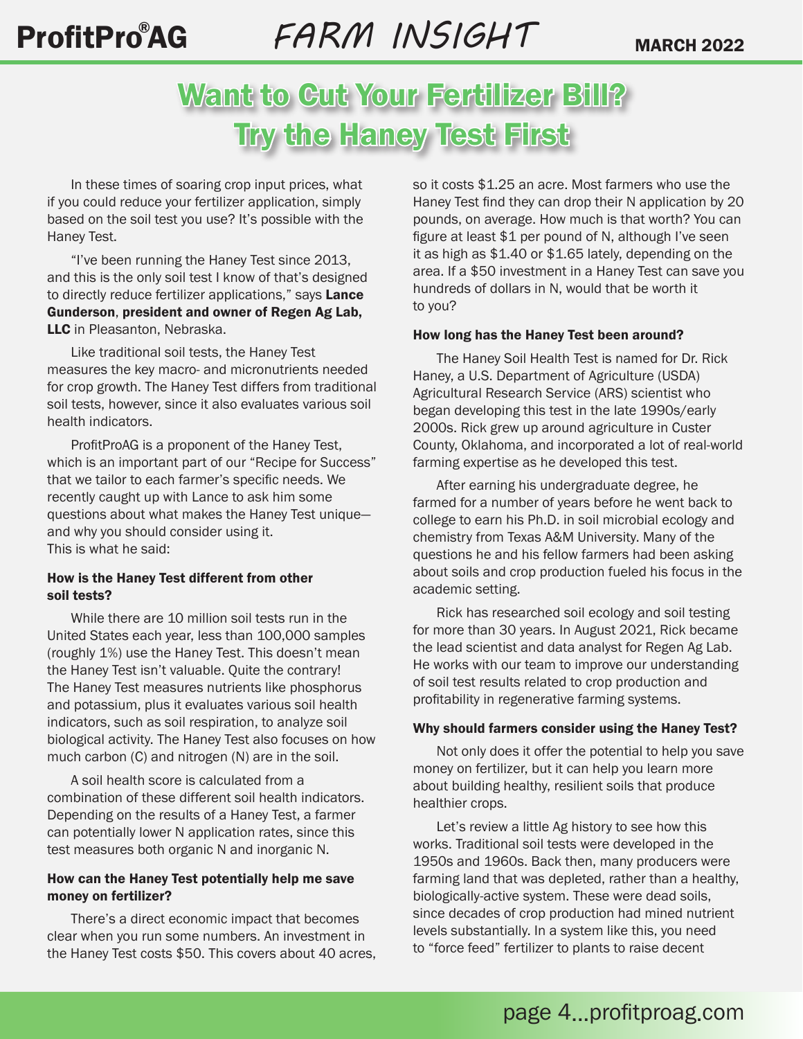# Want to Cut Your Fertilizer Bill? Try the Haney Test First

In these times of soaring crop input prices, what if you could reduce your fertilizer application, simply based on the soil test you use? It's possible with the Haney Test.

"I've been running the Haney Test since 2013, and this is the only soil test I know of that's designed to directly reduce fertilizer applications," says **Lance Gunderson**, **president and owner of Regen Ag Lab, LLC** in Pleasanton, Nebraska.

Like traditional soil tests, the Haney Test measures the key macro- and micronutrients needed for crop growth. The Haney Test differs from traditional soil tests, however, since it also evaluates various soil health indicators.

ProfitProAG is a proponent of the Haney Test, which is an important part of our "Recipe for Success" that we tailor to each farmer's specific needs. We recently caught up with Lance to ask him some questions about what makes the Haney Test unique—and why you should consider using it.
This is what he said:

#### How is the Haney Test different from other soil tests?

While there are 10 million soil tests run in the United States each year, less than 100,000 samples (roughly 1%) use the Haney Test. This doesn't mean the Haney Test isn't valuable. Quite the contrary! The Haney Test measures nutrients like phosphorus and potassium, plus it evaluates various soil health indicators, such as soil respiration, to analyze soil biological activity. The Haney Test also focuses on how much carbon (C) and nitrogen (N) are in the soil.

A soil health score is calculated from a combination of these different soil health indicators. Depending on the results of a Haney Test, a farmer can potentially lower N application rates, since this test measures both organic N and inorganic N.

#### How can the Haney Test potentially help me save money on fertilizer?

There's a direct economic impact that becomes clear when you run some numbers. An investment in the Haney Test costs $50. This covers about 40 acres, so it costs $1.25 an acre. Most farmers who use the Haney Test find they can drop their N application by 20 pounds, on average. How much is that worth? You can figure at least $1 per pound of N, although I've seen it as high as $1.40 or $1.65 lately, depending on the area. If a $50 investment in a Haney Test can save you hundreds of dollars in N, would that be worth it to you?

#### How long has the Haney Test been around?

The Haney Soil Health Test is named for Dr. Rick Haney, a U.S. Department of Agriculture (USDA) Agricultural Research Service (ARS) scientist who began developing this test in the late 1990s/early 2000s. Rick grew up around agriculture in Custer County, Oklahoma, and incorporated a lot of real-world farming expertise as he developed this test.

After earning his undergraduate degree, he farmed for a number of years before he went back to college to earn his Ph.D. in soil microbial ecology and chemistry from Texas A&M University. Many of the questions he and his fellow farmers had been asking about soils and crop production fueled his focus in the academic setting.

Rick has researched soil ecology and soil testing for more than 30 years. In August 2021, Rick became the lead scientist and data analyst for Regen Ag Lab. He works with our team to improve our understanding of soil test results related to crop production and profitability in regenerative farming systems.

#### Why should farmers consider using the Haney Test?

Not only does it offer the potential to help you save money on fertilizer, but it can help you learn more about building healthy, resilient soils that produce healthier crops.

Let's review a little Ag history to see how this works. Traditional soil tests were developed in the 1950s and 1960s. Back then, many producers were farming land that was depleted, rather than a healthy, biologically-active system. These were dead soils, since decades of crop production had mined nutrient levels substantially. In a system like this, you need to "force feed" fertilizer to plants to raise decent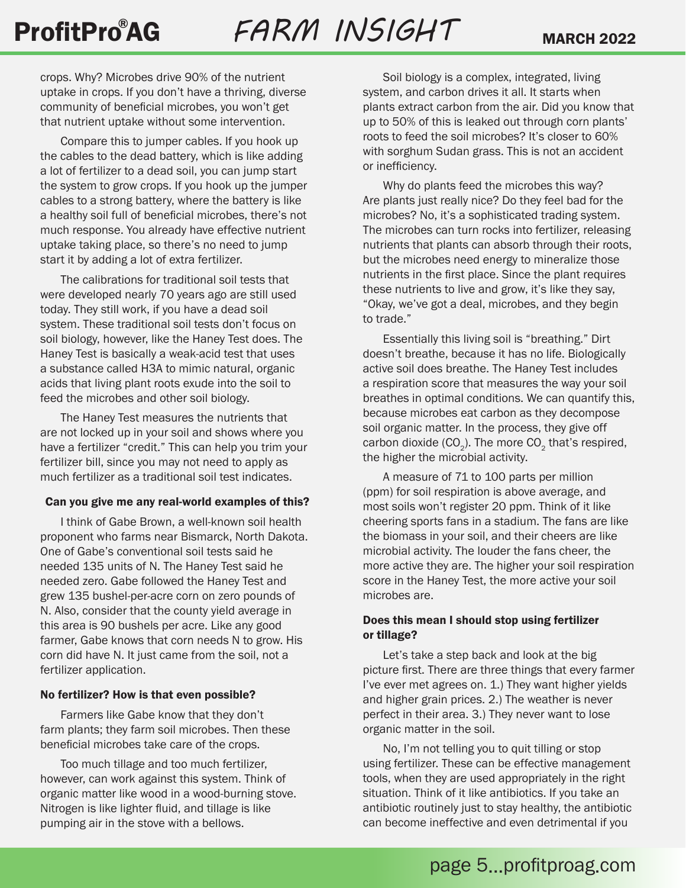crops. Why? Microbes drive 90% of the nutrient uptake in crops. If you don't have a thriving, diverse community of beneficial microbes, you won't get that nutrient uptake without some intervention.

Compare this to jumper cables. If you hook up the cables to the dead battery, which is like adding a lot of fertilizer to a dead soil, you can jump start the system to grow crops. If you hook up the jumper cables to a strong battery, where the battery is like a healthy soil full of beneficial microbes, there's not much response. You already have effective nutrient uptake taking place, so there's no need to jump start it by adding a lot of extra fertilizer.

The calibrations for traditional soil tests that were developed nearly 70 years ago are still used today. They still work, if you have a dead soil system. These traditional soil tests don't focus on soil biology, however, like the Haney Test does. The Haney Test is basically a weak-acid test that uses a substance called H3A to mimic natural, organic acids that living plant roots exude into the soil to feed the microbes and other soil biology.

The Haney Test measures the nutrients that are not locked up in your soil and shows where you have a fertilizer "credit." This can help you trim your fertilizer bill, since you may not need to apply as much fertilizer as a traditional soil test indicates.

**Can you give me any real-world examples of this?**

I think of Gabe Brown, a well-known soil health proponent who farms near Bismarck, North Dakota. One of Gabe's conventional soil tests said he needed 135 units of N. The Haney Test said he needed zero. Gabe followed the Haney Test and grew 135 bushel-per-acre corn on zero pounds of N. Also, consider that the county yield average in this area is 90 bushels per acre. Like any good farmer, Gabe knows that corn needs N to grow. His corn did have N. It just came from the soil, not a fertilizer application.

**No fertilizer? How is that even possible?**

Farmers like Gabe know that they don't farm plants; they farm soil microbes. Then these beneficial microbes take care of the crops.

Too much tillage and too much fertilizer, however, can work against this system. Think of organic matter like wood in a wood-burning stove. Nitrogen is like lighter fluid, and tillage is like pumping air in the stove with a bellows.

Soil biology is a complex, integrated, living system, and carbon drives it all. It starts when plants extract carbon from the air. Did you know that up to 50% of this is leaked out through corn plants' roots to feed the soil microbes? It's closer to 60% with sorghum Sudan grass. This is not an accident or inefficiency.

Why do plants feed the microbes this way? Are plants just really nice? Do they feel bad for the microbes? No, it's a sophisticated trading system. The microbes can turn rocks into fertilizer, releasing nutrients that plants can absorb through their roots, but the microbes need energy to mineralize those nutrients in the first place. Since the plant requires these nutrients to live and grow, it's like they say, "Okay, we've got a deal, microbes, and they begin to trade."

Essentially this living soil is "breathing." Dirt doesn't breathe, because it has no life. Biologically active soil does breathe. The Haney Test includes a respiration score that measures the way your soil breathes in optimal conditions. We can quantify this, because microbes eat carbon as they decompose soil organic matter. In the process, they give off carbon dioxide ($CO_2$). The more $CO_2$ that's respired, the higher the microbial activity.

A measure of 71 to 100 parts per million (ppm) for soil respiration is above average, and most soils won't register 20 ppm. Think of it like cheering sports fans in a stadium. The fans are like the biomass in your soil, and their cheers are like microbial activity. The louder the fans cheer, the more active they are. The higher your soil respiration score in the Haney Test, the more active your soil microbes are.

**Does this mean I should stop using fertilizer or tillage?**

Let's take a step back and look at the big picture first. There are three things that every farmer I've ever met agrees on. 1.) They want higher yields and higher grain prices. 2.) The weather is never perfect in their area. 3.) They never want to lose organic matter in the soil.

No, I'm not telling you to quit tilling or stop using fertilizer. These can be effective management tools, when they are used appropriately in the right situation. Think of it like antibiotics. If you take an antibiotic routinely just to stay healthy, the antibiotic can become ineffective and even detrimental if you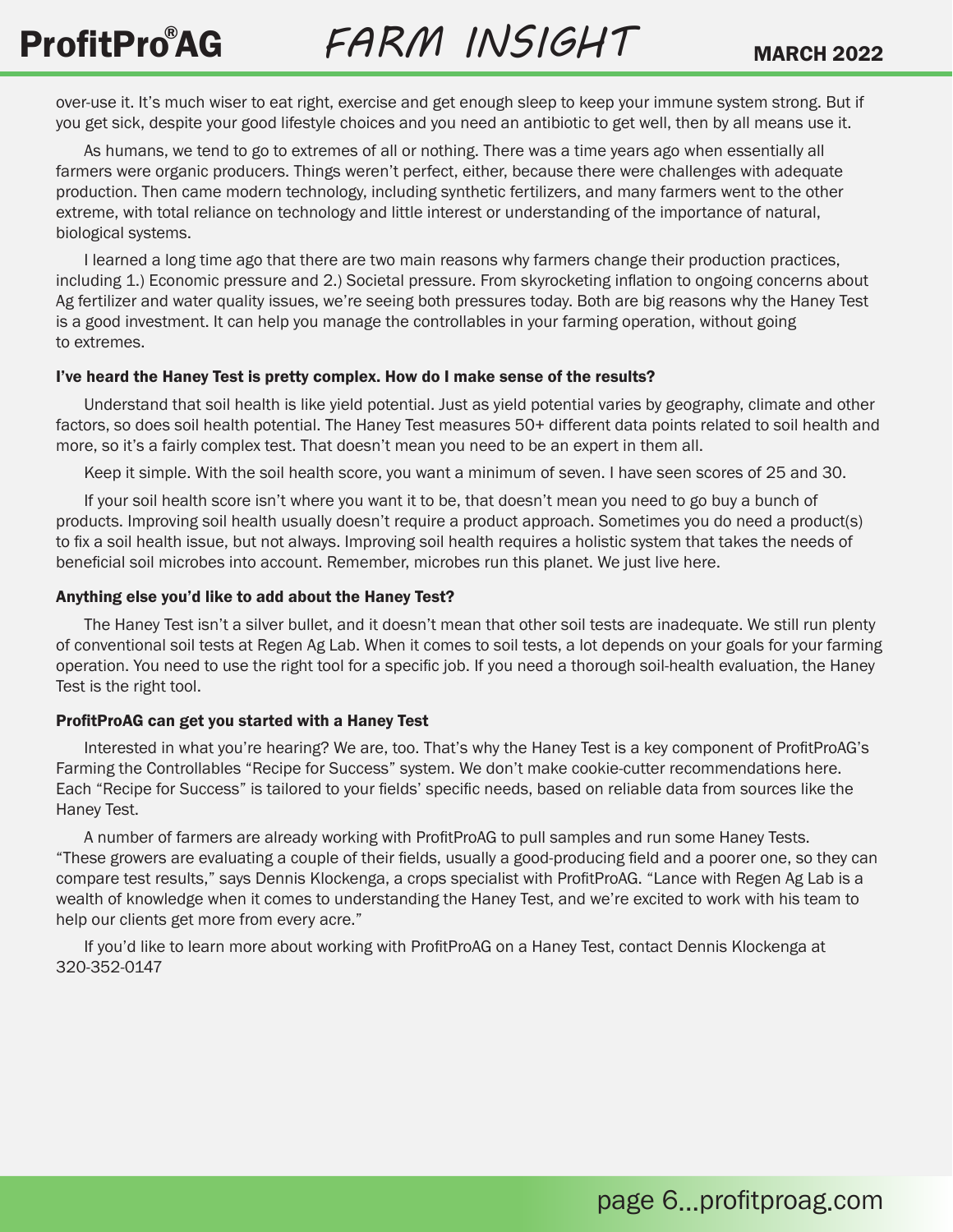over-use it. It's much wiser to eat right, exercise and get enough sleep to keep your immune system strong. But if you get sick, despite your good lifestyle choices and you need an antibiotic to get well, then by all means use it.

As humans, we tend to go to extremes of all or nothing. There was a time years ago when essentially all farmers were organic producers. Things weren't perfect, either, because there were challenges with adequate production. Then came modern technology, including synthetic fertilizers, and many farmers went to the other extreme, with total reliance on technology and little interest or understanding of the importance of natural, biological systems.

I learned a long time ago that there are two main reasons why farmers change their production practices, including 1.) Economic pressure and 2.) Societal pressure. From skyrocketing inflation to ongoing concerns about Ag fertilizer and water quality issues, we're seeing both pressures today. Both are big reasons why the Haney Test is a good investment. It can help you manage the controllables in your farming operation, without going to extremes.

**I've heard the Haney Test is pretty complex. How do I make sense of the results?**

Understand that soil health is like yield potential. Just as yield potential varies by geography, climate and other factors, so does soil health potential. The Haney Test measures 50+ different data points related to soil health and more, so it's a fairly complex test. That doesn't mean you need to be an expert in them all.

Keep it simple. With the soil health score, you want a minimum of seven. I have seen scores of 25 and 30.

If your soil health score isn't where you want it to be, that doesn't mean you need to go buy a bunch of products. Improving soil health usually doesn't require a product approach. Sometimes you do need a product(s) to fix a soil health issue, but not always. Improving soil health requires a holistic system that takes the needs of beneficial soil microbes into account. Remember, microbes run this planet. We just live here.

**Anything else you'd like to add about the Haney Test?**

The Haney Test isn't a silver bullet, and it doesn't mean that other soil tests are inadequate. We still run plenty of conventional soil tests at Regen Ag Lab. When it comes to soil tests, a lot depends on your goals for your farming operation. You need to use the right tool for a specific job. If you need a thorough soil-health evaluation, the Haney Test is the right tool.

**ProfitProAG can get you started with a Haney Test**

Interested in what you're hearing? We are, too. That's why the Haney Test is a key component of ProfitProAG's Farming the Controllables "Recipe for Success" system. We don't make cookie-cutter recommendations here. Each "Recipe for Success" is tailored to your fields' specific needs, based on reliable data from sources like the Haney Test.

A number of farmers are already working with ProfitProAG to pull samples and run some Haney Tests. "These growers are evaluating a couple of their fields, usually a good-producing field and a poorer one, so they can compare test results," says Dennis Klockenga, a crops specialist with ProfitProAG. "Lance with Regen Ag Lab is a wealth of knowledge when it comes to understanding the Haney Test, and we're excited to work with his team to help our clients get more from every acre."

If you'd like to learn more about working with ProfitProAG on a Haney Test, contact Dennis Klockenga at 320-352-0147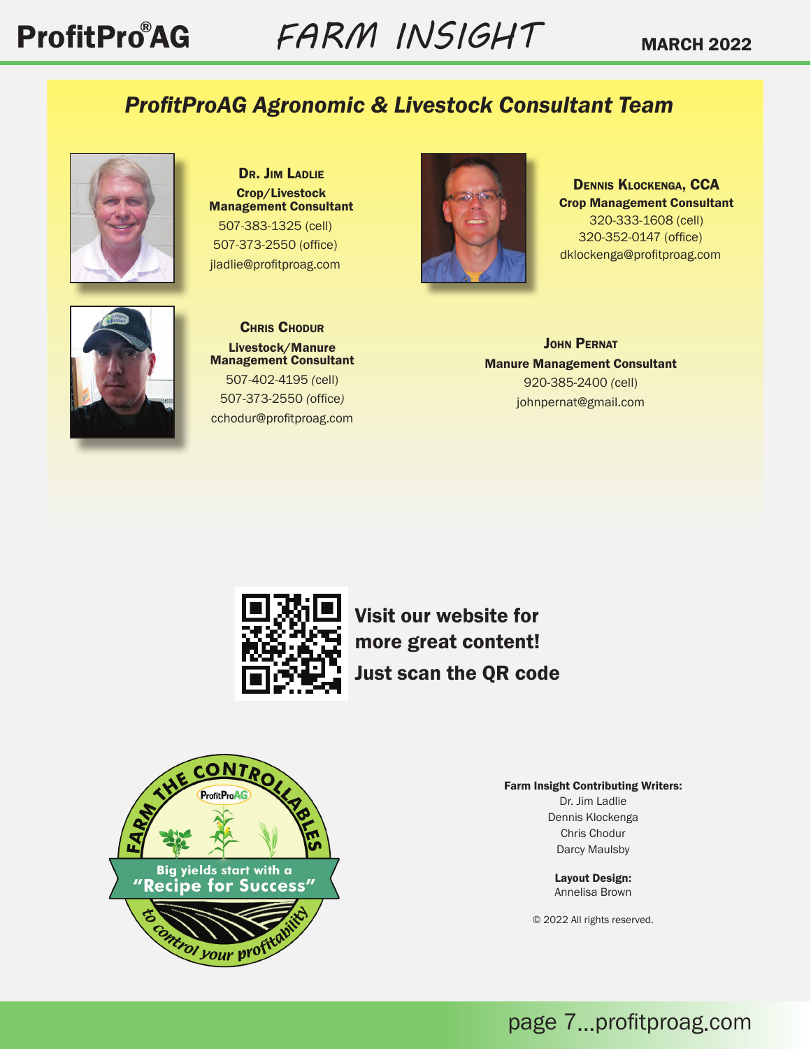## ProfitProAG Agronomic & Livestock Consultant Team

**Dr. Jim Ladlie**
**Crop/Livestock Management Consultant**
507-383-1325 (cell)
507-373-2550 (office)
jladlie@profitproag.com

**Dennis Klockenga, CCA**
**Crop Management Consultant**
320-333-1608 (cell)
320-352-0147 (office)
dklockenga@profitproag.com

**Chris Chodur**
**Livestock/Manure Management Consultant**
507-402-4195 *(cell)*
507-373-2550 *(office)*
cchodur@profitproag.com

**John Pernat**
**Manure Management Consultant**
920-385-2400 *(cell)*
johnpernat@gmail.com

**Visit our website for more great content! Just scan the QR code**

FARM THE CONTROLLABLES
Big yields start with a "Recipe for Success"
to control your profitability

**Farm Insight Contributing Writers:**
Dr. Jim Ladlie
Dennis Klockenga
Chris Chodur
Darcy Maulsby

**Layout Design:**
Annelisa Brown

© 2022 All rights reserved.